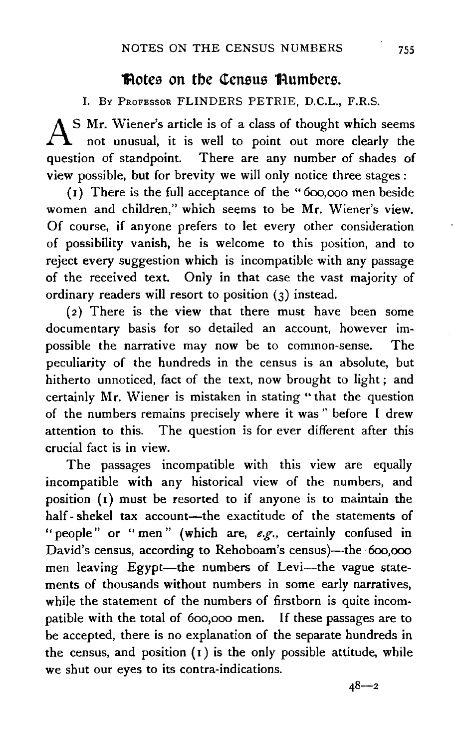# Notes on the Census Numbers.

## I. By Professor FLINDERS PETRIE, D.C.L., F.R.S.

As Mr. Wiener's article is of a class of thought which seems not unusual, it is well to point out more clearly the question of standpoint. There are any number of shades of view possible, but for brevity we will only notice three stages:

(1) There is the full acceptance of the "600,000 men beside women and children," which seems to be Mr. Wiener's view. Of course, if anyone prefers to let every other consideration of possibility vanish, he is welcome to this position, and to reject every suggestion which is incompatible with any passage of the received text. Only in that case the vast majority of ordinary readers will resort to position (3) instead.

(2) There is the view that there must have been some documentary basis for so detailed an account, however impossible the narrative may now be to common-sense. The peculiarity of the hundreds in the census is an absolute, but hitherto unnoticed, fact of the text, now brought to light; and certainly Mr. Wiener is mistaken in stating "that the question of the numbers remains precisely where it was" before I drew attention to this. The question is for ever different after this crucial fact is in view.

The passages incompatible with this view are equally incompatible with any historical view of the numbers, and position (1) must be resorted to if anyone is to maintain the half-shekel tax account—the exactitude of the statements of "people" or "men" (which are, *e.g.*, certainly confused in David's census, according to Rehoboam's census)—the 600,000 men leaving Egypt—the numbers of Levi—the vague statements of thousands without numbers in some early narratives, while the statement of the numbers of firstborn is quite incompatible with the total of 600,000 men. If these passages are to be accepted, there is no explanation of the separate hundreds in the census, and position (1) is the only possible attitude, while we shut our eyes to its contra-indications.

48—2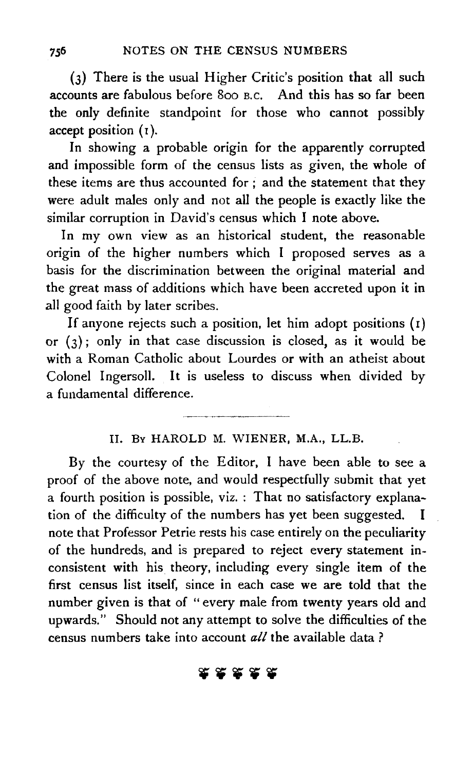(3) There is the usual Higher Critic's position that all such accounts are fabulous before 800 B.C. And this has so far been the only definite standpoint for those who cannot possibly accept position (1).

In showing a probable origin for the apparently corrupted and impossible form of the census lists as given, the whole of these items are thus accounted for; and the statement that they were adult males only and not all the people is exactly like the similar corruption in David's census which I note above.

In my own view as an historical student, the reasonable origin of the higher numbers which I proposed serves as a basis for the discrimination between the original material and the great mass of additions which have been accreted upon it in all good faith by later scribes.

If anyone rejects such a position, let him adopt positions (1) or (3); only in that case discussion is closed, as it would be with a Roman Catholic about Lourdes or with an atheist about Colonel Ingersoll. It is useless to discuss when divided by a fundamental difference.

---

## II. By HAROLD M. WIENER, M.A., LL.B.

By the courtesy of the Editor, I have been able to see a proof of the above note, and would respectfully submit that yet a fourth position is possible, viz.: That no satisfactory explanation of the difficulty of the numbers has yet been suggested. I note that Professor Petrie rests his case entirely on the peculiarity of the hundreds, and is prepared to reject every statement inconsistent with his theory, including every single item of the first census list itself, since in each case we are told that the number given is that of "every male from twenty years old and upwards." Should not any attempt to solve the difficulties of the census numbers take into account *all* the available data?